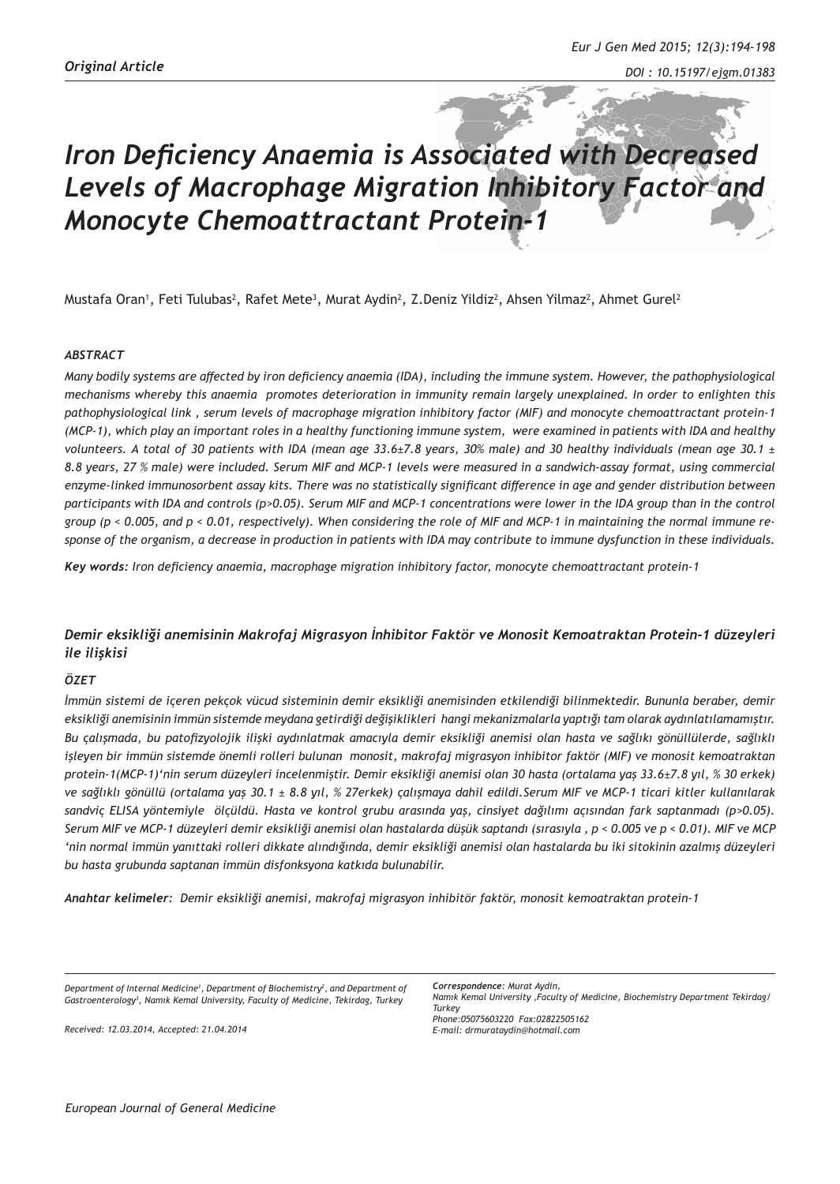*Original Article*

# *Iron Deficiency Anaemia is Associated with Decreased Levels of Macrophage Migration Inhibitory Factor and Monocyte Chemoattractant Protein-1*

Mustafa Oran[1], Feti Tulubas[2], Rafet Mete[3], Murat Aydin[2], Z.Deniz Yildiz[2], Ahsen Yilmaz[2], Ahmet Gurel[2]

### *ABSTRACT*

*Many bodily systems are affected by iron deficiency anaemia (IDA), including the immune system. However, the pathophysiological mechanisms whereby this anaemia promotes deterioration in immunity remain largely unexplained. In order to enlighten this pathophysiological link , serum levels of macrophage migration inhibitory factor (MIF) and monocyte chemoattractant protein-1 (MCP-1), which play an important roles in a healthy functioning immune system, were examined in patients with IDA and healthy volunteers. A total of 30 patients with IDA (mean age 33.6±7.8 years, 30% male) and 30 healthy individuals (mean age 30.1 ± 8.8 years, 27 % male) were included. Serum MIF and MCP-1 levels were measured in a sandwich-assay format, using commercial enzyme-linked immunosorbent assay kits. There was no statistically significant difference in age and gender distribution between participants with IDA and controls (p>0.05). Serum MIF and MCP-1 concentrations were lower in the IDA group than in the control group (p < 0.005, and p < 0.01, respectively). When considering the role of MIF and MCP-1 in maintaining the normal immune response of the organism, a decrease in production in patients with IDA may contribute to immune dysfunction in these individuals.*

***Key words:*** *Iron deficiency anaemia, macrophage migration inhibitory factor, monocyte chemoattractant protein-1*

## *Demir eksikliği anemisinin Makrofaj Migrasyon İnhibitor Faktör ve Monosit Kemoatraktan Protein-1 düzeyleri ile ilişkisi*

### *ÖZET*

*İmmün sistemi de içeren pekçok vücud sisteminin demir eksikliği anemisinden etkilendiği bilinmektedir. Bununla beraber, demir eksikliği anemisinin immün sistemde meydana getirdiği değişiklikleri hangi mekanizmalarla yaptığı tam olarak aydınlatılamamıştır. Bu çalışmada, bu patofizyolojik ilişki aydınlatmak amacıyla demir eksikliği anemisi olan hasta ve sağlıklı gönüllülerde, sağlıklı işleyen bir immün sistemde önemli rolleri bulunan monosit, makrofaj migrasyon inhibitor faktör (MIF) ve monosit kemoatraktan protein-1(MCP-1)'nin serum düzeyleri incelenmiştir. Demir eksikliği anemisi olan 30 hasta (ortalama yaş 33.6±7.8 yıl, % 30 erkek) ve sağlıklı gönüllü (ortalama yaş 30.1 ± 8.8 yıl, % 27erkek) çalışmaya dahil edildi.Serum MIF ve MCP-1 ticari kitler kullanılarak sandviç ELISA yöntemiyle ölçüldü. Hasta ve kontrol grubu arasında yaş, cinsiyet dağılımı açısından fark saptanmadı (p>0.05). Serum MIF ve MCP-1 düzeyleri demir eksikliği anemisi olan hastalarda düşük saptandı (sırasıyla , p < 0.005 ve p < 0.01). MIF ve MCP 'nin normal immün yanıttaki rolleri dikkate alındığında, demir eksikliği anemisi olan hastalarda bu iki sitokinin azalmış düzeyleri bu hasta grubunda saptanan immün disfonksyona katkıda bulunabilir.*

***Anahtar kelimeler:*** *Demir eksikliği anemisi, makrofaj migrasyon inhibitör faktör, monosit kemoatraktan protein-1*

*Department of Internal Medicine[1], Department of Biochemistry[2], and Department of Gastroenterology[3], Namık Kemal University, Faculty of Medicine, Tekirdag, Turkey*

*Received: 12.03.2014, Accepted: 21.04.2014*

***Correspondence:*** *Murat Aydin,*
*Namık Kemal University ,Faculty of Medicine, Biochemistry Department Tekirdag/ Turkey*
*Phone:05075603220 Fax:02822505162*
*E-mail: drmurataydin@hotmail.com*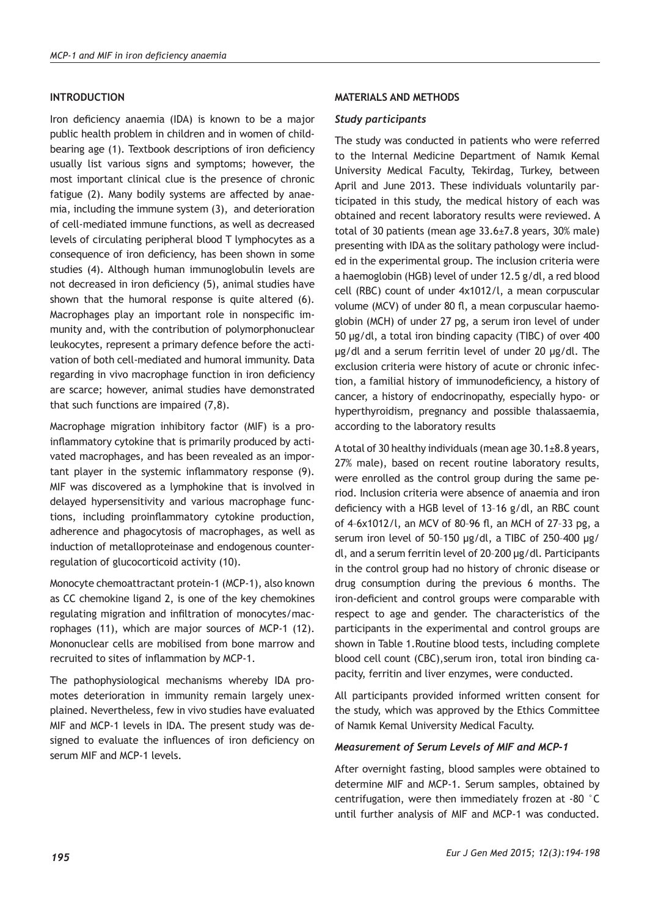## INTRODUCTION

Iron deficiency anaemia (IDA) is known to be a major public health problem in children and in women of childbearing age (1). Textbook descriptions of iron deficiency usually list various signs and symptoms; however, the most important clinical clue is the presence of chronic fatigue (2). Many bodily systems are affected by anaemia, including the immune system (3), and deterioration of cell-mediated immune functions, as well as decreased levels of circulating peripheral blood T lymphocytes as a consequence of iron deficiency, has been shown in some studies (4). Although human immunoglobulin levels are not decreased in iron deficiency (5), animal studies have shown that the humoral response is quite altered (6). Macrophages play an important role in nonspecific immunity and, with the contribution of polymorphonuclear leukocytes, represent a primary defence before the activation of both cell-mediated and humoral immunity. Data regarding in vivo macrophage function in iron deficiency are scarce; however, animal studies have demonstrated that such functions are impaired (7,8).

Macrophage migration inhibitory factor (MIF) is a proinflammatory cytokine that is primarily produced by activated macrophages, and has been revealed as an important player in the systemic inflammatory response (9). MIF was discovered as a lymphokine that is involved in delayed hypersensitivity and various macrophage functions, including proinflammatory cytokine production, adherence and phagocytosis of macrophages, as well as induction of metalloproteinase and endogenous counterregulation of glucocorticoid activity (10).

Monocyte chemoattractant protein-1 (MCP-1), also known as CC chemokine ligand 2, is one of the key chemokines regulating migration and infiltration of monocytes/macrophages (11), which are major sources of MCP-1 (12). Mononuclear cells are mobilised from bone marrow and recruited to sites of inflammation by MCP-1.

The pathophysiological mechanisms whereby IDA promotes deterioration in immunity remain largely unexplained. Nevertheless, few in vivo studies have evaluated MIF and MCP-1 levels in IDA. The present study was designed to evaluate the influences of iron deficiency on serum MIF and MCP-1 levels.

## MATERIALS AND METHODS

### *Study participants*

The study was conducted in patients who were referred to the Internal Medicine Department of Namık Kemal University Medical Faculty, Tekirdag, Turkey, between April and June 2013. These individuals voluntarily participated in this study, the medical history of each was obtained and recent laboratory results were reviewed. A total of 30 patients (mean age 33.6±7.8 years, 30% male) presenting with IDA as the solitary pathology were included in the experimental group. The inclusion criteria were a haemoglobin (HGB) level of under 12.5 g/dl, a red blood cell (RBC) count of under $4 \times 10^{12}$/l, a mean corpuscular volume (MCV) of under 80 fl, a mean corpuscular haemoglobin (MCH) of under 27 pg, a serum iron level of under 50 µg/dl, a total iron binding capacity (TIBC) of over 400 µg/dl and a serum ferritin level of under 20 µg/dl. The exclusion criteria were history of acute or chronic infection, a familial history of immunodeficiency, a history of cancer, a history of endocrinopathy, especially hypo- or hyperthyroidism, pregnancy and possible thalassaemia, according to the laboratory results

A total of 30 healthy individuals (mean age 30.1±8.8 years, 27% male), based on recent routine laboratory results, were enrolled as the control group during the same period. Inclusion criteria were absence of anaemia and iron deficiency with a HGB level of 13–16 g/dl, an RBC count of 4–$6 \times 10^{12}$/l, an MCV of 80–96 fl, an MCH of 27–33 pg, a serum iron level of 50–150 µg/dl, a TIBC of 250–400 µg/dl, and a serum ferritin level of 20–200 µg/dl. Participants in the control group had no history of chronic disease or drug consumption during the previous 6 months. The iron-deficient and control groups were comparable with respect to age and gender. The characteristics of the participants in the experimental and control groups are shown in Table 1.Routine blood tests, including complete blood cell count (CBC),serum iron, total iron binding capacity, ferritin and liver enzymes, were conducted.

All participants provided informed written consent for the study, which was approved by the Ethics Committee of Namık Kemal University Medical Faculty.

### *Measurement of Serum Levels of MIF and MCP-1*

After overnight fasting, blood samples were obtained to determine MIF and MCP-1. Serum samples, obtained by centrifugation, were then immediately frozen at -80 °C until further analysis of MIF and MCP-1 was conducted.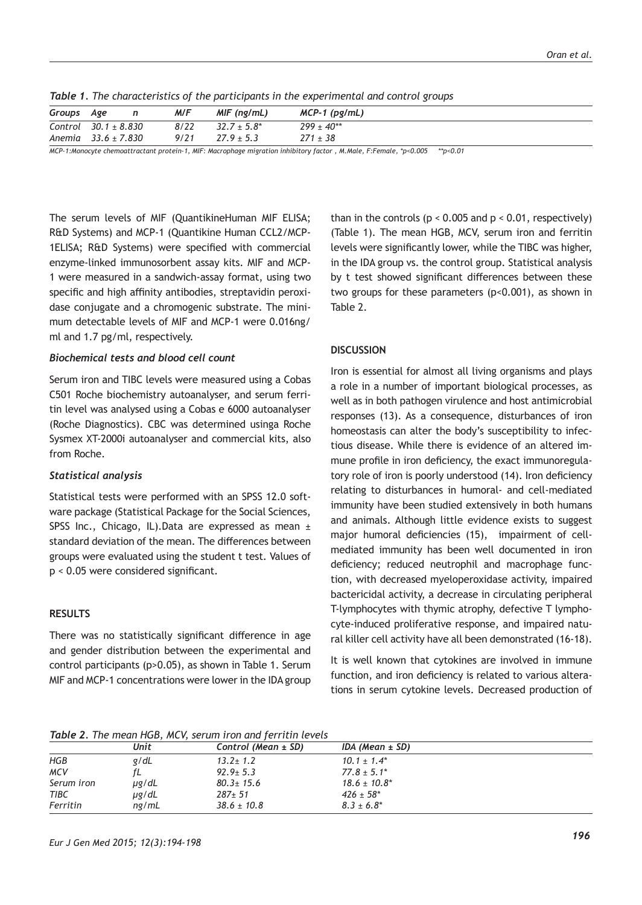*Table 1. The characteristics of the participants in the experimental and control groups*

| Groups | Age | n | M/F | MIF (ng/mL) | MCP-1 (pg/mL) |
|---|---|---|---|---|---|
| Control | 30.1 ± 8.830 | | 8/22 | 32.7 ± 5.8* | 299 ± 40** |
| Anemia | 33.6 ± 7.830 | | 9/21 | 27.9 ± 5.3 | 271 ± 38 |

MCP-1:Monocyte chemoattractant protein-1, MIF: Macrophage migration inhibitory factor , M.Male, F:Female, *p<0.005 **p<0.01

The serum levels of MIF (QuantikineHuman MIF ELISA; R&D Systems) and MCP-1 (Quantikine Human CCL2/MCP-1ELISA; R&D Systems) were specified with commercial enzyme-linked immunosorbent assay kits. MIF and MCP-1 were measured in a sandwich-assay format, using two specific and high affinity antibodies, streptavidin peroxidase conjugate and a chromogenic substrate. The minimum detectable levels of MIF and MCP-1 were 0.016ng/ml and 1.7 pg/ml, respectively.

### *Biochemical tests and blood cell count*

Serum iron and TIBC levels were measured using a Cobas C501 Roche biochemistry autoanalyser, and serum ferritin level was analysed using a Cobas e 6000 autoanalyser (Roche Diagnostics). CBC was determined usinga Roche Sysmex XT-2000i autoanalyser and commercial kits, also from Roche.

### *Statistical analysis*

Statistical tests were performed with an SPSS 12.0 software package (Statistical Package for the Social Sciences, SPSS Inc., Chicago, IL).Data are expressed as mean ± standard deviation of the mean. The differences between groups were evaluated using the student t test. Values of $p < 0.05$ were considered significant.

## RESULTS

There was no statistically significant difference in age and gender distribution between the experimental and control participants ($p>0.05$), as shown in Table 1. Serum MIF and MCP-1 concentrations were lower in the IDA group than in the controls ($p < 0.005$ and $p < 0.01$, respectively) (Table 1). The mean HGB, MCV, serum iron and ferritin levels were significantly lower, while the TIBC was higher, in the IDA group vs. the control group. Statistical analysis by t test showed significant differences between these two groups for these parameters ($p<0.001$), as shown in Table 2.

## DISCUSSION

Iron is essential for almost all living organisms and plays a role in a number of important biological processes, as well as in both pathogen virulence and host antimicrobial responses (13). As a consequence, disturbances of iron homeostasis can alter the body's susceptibility to infectious disease. While there is evidence of an altered immune profile in iron deficiency, the exact immunoregulatory role of iron is poorly understood (14). Iron deficiency relating to disturbances in humoral- and cell-mediated immunity have been studied extensively in both humans and animals. Although little evidence exists to suggest major humoral deficiencies (15), impairment of cell-mediated immunity has been well documented in iron deficiency; reduced neutrophil and macrophage function, with decreased myeloperoxidase activity, impaired bactericidal activity, a decrease in circulating peripheral T-lymphocytes with thymic atrophy, defective T lymphocyte-induced proliferative response, and impaired natural killer cell activity have all been demonstrated (16-18).

It is well known that cytokines are involved in immune function, and iron deficiency is related to various alterations in serum cytokine levels. Decreased production of

*Table 2. The mean HGB, MCV, serum iron and ferritin levels*

| | Unit | Control (Mean ± SD) | IDA (Mean ± SD) |
|---|---|---|---|
| HGB | g/dL | 13.2± 1.2 | 10.1 ± 1.4* |
| MCV | fL | 92.9± 5.3 | 77.8 ± 5.1* |
| Serum iron | µg/dL | 80.3± 15.6 | 18.6 ± 10.8* |
| TIBC | µg/dL | 287± 51 | 426 ± 58* |
| Ferritin | ng/mL | 38.6 ± 10.8 | 8.3 ± 6.8* |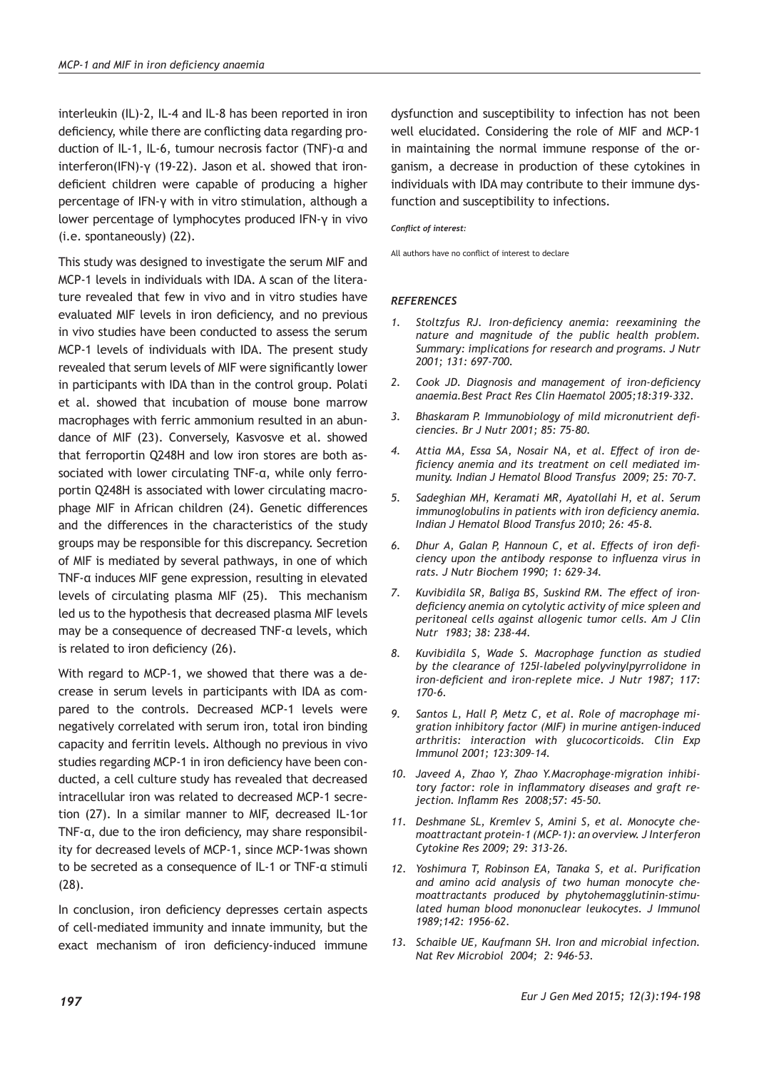interleukin (IL)-2, IL-4 and IL-8 has been reported in iron deficiency, while there are conflicting data regarding production of IL-1, IL-6, tumour necrosis factor (TNF)-α and interferon(IFN)-γ (19-22). Jason et al. showed that iron-deficient children were capable of producing a higher percentage of IFN-γ with in vitro stimulation, although a lower percentage of lymphocytes produced IFN-γ in vivo (i.e. spontaneously) (22).

This study was designed to investigate the serum MIF and MCP-1 levels in individuals with IDA. A scan of the literature revealed that few in vivo and in vitro studies have evaluated MIF levels in iron deficiency, and no previous in vivo studies have been conducted to assess the serum MCP-1 levels of individuals with IDA. The present study revealed that serum levels of MIF were significantly lower in participants with IDA than in the control group. Polati et al. showed that incubation of mouse bone marrow macrophages with ferric ammonium resulted in an abundance of MIF (23). Conversely, Kasvosve et al. showed that ferroportin Q248H and low iron stores are both associated with lower circulating TNF-α, while only ferroportin Q248H is associated with lower circulating macrophage MIF in African children (24). Genetic differences and the differences in the characteristics of the study groups may be responsible for this discrepancy. Secretion of MIF is mediated by several pathways, in one of which TNF-α induces MIF gene expression, resulting in elevated levels of circulating plasma MIF (25). This mechanism led us to the hypothesis that decreased plasma MIF levels may be a consequence of decreased TNF-α levels, which is related to iron deficiency (26).

With regard to MCP-1, we showed that there was a decrease in serum levels in participants with IDA as compared to the controls. Decreased MCP-1 levels were negatively correlated with serum iron, total iron binding capacity and ferritin levels. Although no previous in vivo studies regarding MCP-1 in iron deficiency have been conducted, a cell culture study has revealed that decreased intracellular iron was related to decreased MCP-1 secretion (27). In a similar manner to MIF, decreased IL-1or TNF-α, due to the iron deficiency, may share responsibility for decreased levels of MCP-1, since MCP-1was shown to be secreted as a consequence of IL-1 or TNF-α stimuli (28).

In conclusion, iron deficiency depresses certain aspects of cell-mediated immunity and innate immunity, but the exact mechanism of iron deficiency-induced immune dysfunction and susceptibility to infection has not been well elucidated. Considering the role of MIF and MCP-1 in maintaining the normal immune response of the organism, a decrease in production of these cytokines in individuals with IDA may contribute to their immune dysfunction and susceptibility to infections.

***Conflict of interest:***

All authors have no conflict of interest to declare

### *REFERENCES*

1. *Stoltzfus RJ. Iron-deficiency anemia: reexamining the nature and magnitude of the public health problem. Summary: implications for research and programs. J Nutr 2001; 131: 697-700.*
2. *Cook JD. Diagnosis and management of iron-deficiency anaemia.Best Pract Res Clin Haematol 2005;18:319-332.*
3. *Bhaskaram P. Immunobiology of mild micronutrient deficiencies. Br J Nutr 2001; 85: 75-80.*
4. *Attia MA, Essa SA, Nosair NA, et al. Effect of iron deficiency anemia and its treatment on cell mediated immunity. Indian J Hematol Blood Transfus 2009; 25: 70-7.*
5. *Sadeghian MH, Keramati MR, Ayatollahi H, et al. Serum immunoglobulins in patients with iron deficiency anemia. Indian J Hematol Blood Transfus 2010; 26: 45-8.*
6. *Dhur A, Galan P, Hannoun C, et al. Effects of iron deficiency upon the antibody response to influenza virus in rats. J Nutr Biochem 1990; 1: 629-34.*
7. *Kuvibidila SR, Baliga BS, Suskind RM. The effect of iron-deficiency anemia on cytolytic activity of mice spleen and peritoneal cells against allogenic tumor cells. Am J Clin Nutr 1983; 38: 238-44.*
8. *Kuvibidila S, Wade S. Macrophage function as studied by the clearance of 125I-labeled polyvinylpyrrolidone in iron-deficient and iron-replete mice. J Nutr 1987; 117: 170-6.*
9. *Santos L, Hall P, Metz C, et al. Role of macrophage migration inhibitory factor (MIF) in murine antigen-induced arthritis: interaction with glucocorticoids. Clin Exp Immunol 2001; 123:309-14.*
10. *Javeed A, Zhao Y, Zhao Y.Macrophage-migration inhibitory factor: role in inflammatory diseases and graft rejection. Inflamm Res 2008;57: 45-50.*
11. *Deshmane SL, Kremlev S, Amini S, et al. Monocyte chemoattractant protein-1 (MCP-1): an overview. J Interferon Cytokine Res 2009; 29: 313-26.*
12. *Yoshimura T, Robinson EA, Tanaka S, et al. Purification and amino acid analysis of two human monocyte chemoattractants produced by phytohemagglutinin-stimulated human blood mononuclear leukocytes. J Immunol 1989;142: 1956-62.*
13. *Schaible UE, Kaufmann SH. Iron and microbial infection. Nat Rev Microbiol 2004; 2: 946-53.*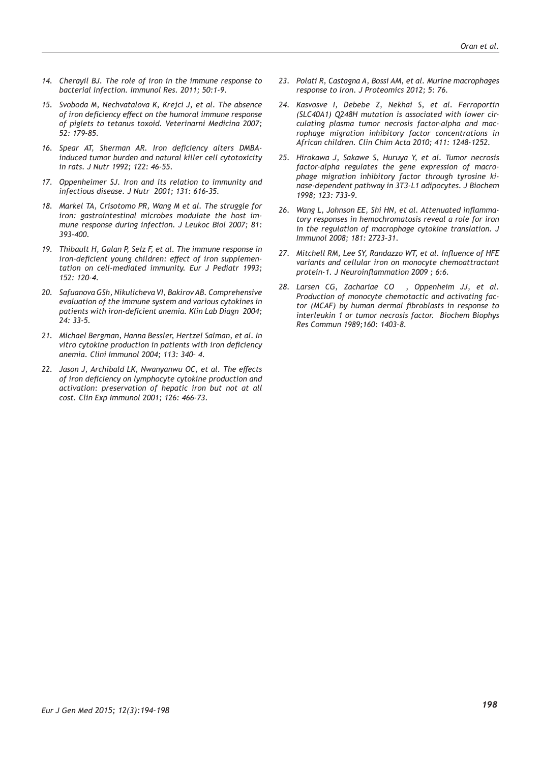14. *Cherayil BJ. The role of iron in the immune response to bacterial infection. Immunol Res. 2011; 50:1-9.*
15. *Svoboda M, Nechvatalova K, Krejci J, et al. The absence of iron deficiency effect on the humoral immune response of piglets to tetanus toxoid. Veterinarni Medicina 2007; 52: 179-85.*
16. *Spear AT, Sherman AR. Iron deficiency alters DMBA-induced tumor burden and natural killer cell cytotoxicity in rats. J Nutr 1992; 122: 46-55.*
17. *Oppenheimer SJ. Iron and its relation to immunity and infectious disease. J Nutr 2001; 131: 616-35.*
18. *Markel TA, Crisotomo PR, Wang M et al. The struggle for iron: gastrointestinal microbes modulate the host immune response during infection. J Leukoc Biol 2007; 81: 393-400.*
19. *Thibault H, Galan P, Selz F, et al. The immune response in iron-deficient young children: effect of iron supplementation on cell-mediated immunity. Eur J Pediatr 1993; 152: 120-4.*
20. *Safuanova GSh, Nikulicheva VI, Bakirov AB. Comprehensive evaluation of the immune system and various cytokines in patients with iron-deficient anemia. Klin Lab Diagn 2004; 24: 33-5.*
21. *Michael Bergman, Hanna Bessler, Hertzel Salman, et al. In vitro cytokine production in patients with iron deficiency anemia. Clini Immunol 2004; 113: 340- 4.*
22. *Jason J, Archibald LK, Nwanyanwu OC, et al. The effects of iron deficiency on lymphocyte cytokine production and activation: preservation of hepatic iron but not at all cost. Clin Exp Immunol 2001; 126: 466-73.*
23. *Polati R, Castagna A, Bossi AM, et al. Murine macrophages response to iron. J Proteomics 2012; 5: 76.*
24. *Kasvosve I, Debebe Z, Nekhai S, et al. Ferroportin (SLC40A1) Q248H mutation is associated with lower circulating plasma tumor necrosis factor-alpha and macrophage migration inhibitory factor concentrations in African children. Clin Chim Acta 2010; 411: 1248-1252.*
25. *Hirokawa J, Sakawe S, Huruya Y, et al. Tumor necrosis factor-alpha regulates the gene expression of macrophage migration inhibitory factor through tyrosine kinase-dependent pathway in 3T3-L1 adipocytes. J Biochem 1998; 123: 733-9.*
26. *Wang L, Johnson EE, Shi HN, et al. Attenuated inflammatory responses in hemochromatosis reveal a role for iron in the regulation of macrophage cytokine translation. J Immunol 2008; 181: 2723-31.*
27. *Mitchell RM, Lee SY, Randazzo WT, et al. Influence of HFE variants and cellular iron on monocyte chemoattractant protein-1. J Neuroinflammation 2009 ; 6:6.*
28. *Larsen CG, Zachariae CO , Oppenheim JJ, et al. Production of monocyte chemotactic and activating factor (MCAF) by human dermal fibroblasts in response to interleukin 1 or tumor necrosis factor. Biochem Biophys Res Commun 1989;160: 1403-8.*